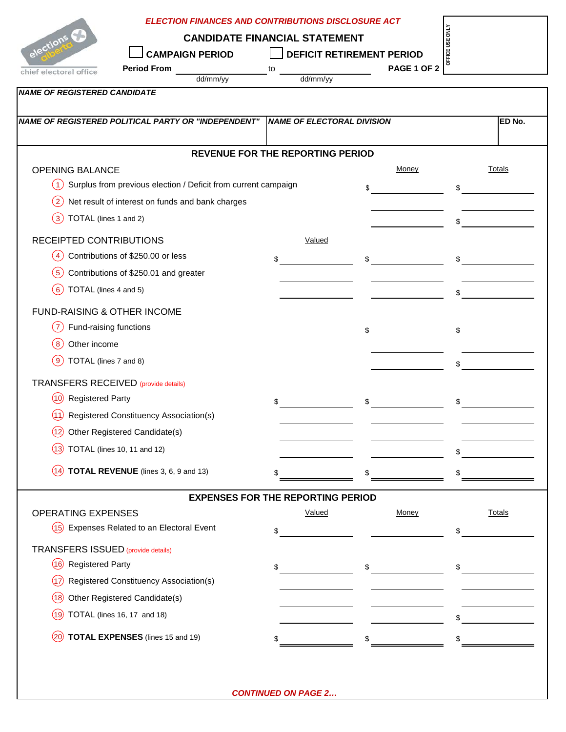*ELECTION FINANCES AND CONTRIBUTIONS DISCLOSURE ACT*

elections alberta
chief electoral office

# CANDIDATE FINANCIAL STATEMENT

☐ CAMPAIGN PERIOD ☐ DEFICIT RETIREMENT PERIOD

Period From ____________ to ____________ **PAGE 1 OF 2**
dd/mm/yy dd/mm/yy

OFFICE USE ONLY

| *NAME OF REGISTERED CANDIDATE* | | |
|---|---|---|
| *NAME OF REGISTERED POLITICAL PARTY OR "INDEPENDENT"* | *NAME OF ELECTORAL DIVISION* | ED No. |

## REVENUE FOR THE REPORTING PERIOD

| | Valued | Money | Totals |
|---|---|---|---|
| **OPENING BALANCE** | | | |
| (1) Surplus from previous election / Deficit from current campaign | | $ | $ |
| (2) Net result of interest on funds and bank charges | | | |
| (3) TOTAL (lines 1 and 2) | | | $ |
| **RECEIPTED CONTRIBUTIONS** | | | |
| (4) Contributions of $250.00 or less | $ | $ | $ |
| (5) Contributions of $250.01 and greater | | | |
| (6) TOTAL (lines 4 and 5) | | | $ |
| **FUND-RAISING & OTHER INCOME** | | | |
| (7) Fund-raising functions | | $ | $ |
| (8) Other income | | | |
| (9) TOTAL (lines 7 and 8) | | | $ |
| **TRANSFERS RECEIVED** (provide details) | | | |
| (10) Registered Party | $ | $ | $ |
| (11) Registered Constituency Association(s) | | | |
| (12) Other Registered Candidate(s) | | | |
| (13) TOTAL (lines 10, 11 and 12) | | | $ |
| (14) **TOTAL REVENUE** (lines 3, 6, 9 and 13) | $ | $ | $ |

## EXPENSES FOR THE REPORTING PERIOD

| | Valued | Money | Totals |
|---|---|---|---|
| **OPERATING EXPENSES** | | | |
| (15) Expenses Related to an Electoral Event | $ | | $ |
| **TRANSFERS ISSUED** (provide details) | | | |
| (16) Registered Party | $ | $ | $ |
| (17) Registered Constituency Association(s) | | | |
| (18) Other Registered Candidate(s) | | | |
| (19) TOTAL (lines 16, 17 and 18) | | | $ |
| (20) **TOTAL EXPENSES** (lines 15 and 19) | $ | $ | $ |

*CONTINUED ON PAGE 2…*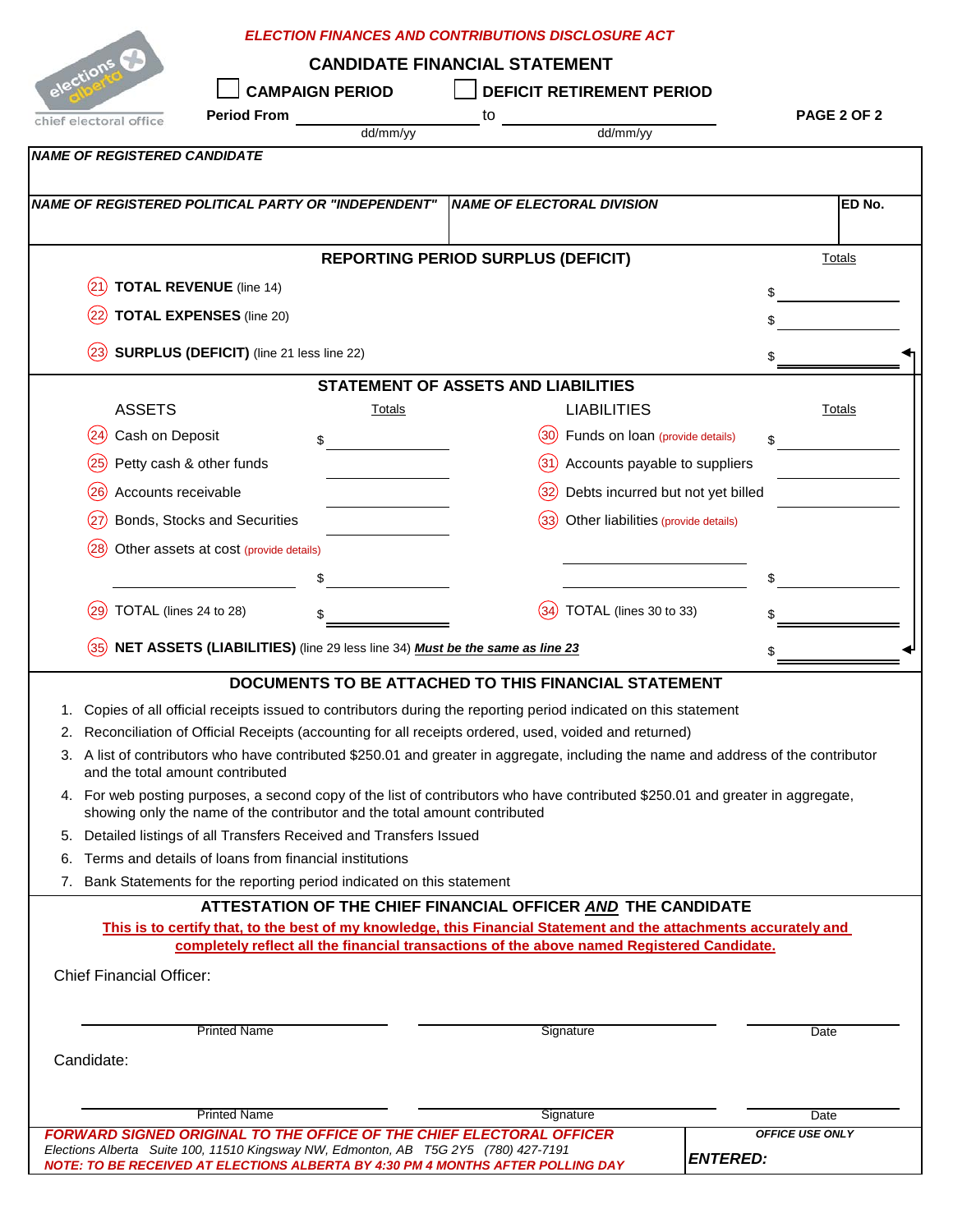*ELECTION FINANCES AND CONTRIBUTIONS DISCLOSURE ACT*

chief electoral office

## CANDIDATE FINANCIAL STATEMENT

☐ **CAMPAIGN PERIOD** ☐ **DEFICIT RETIREMENT PERIOD**

**Period From** ____________ to ____________
dd/mm/yy dd/mm/yy

**PAGE 2 OF 2**

| ***NAME OF REGISTERED CANDIDATE*** | | |
|---|---|---|
| ***NAME OF REGISTERED POLITICAL PARTY OR "INDEPENDENT"*** | ***NAME OF ELECTORAL DIVISION*** | **ED No.** |

### REPORTING PERIOD SURPLUS (DEFICIT)

| | Totals |
|---|---|
| (21) **TOTAL REVENUE** (line 14) | $ |
| (22) **TOTAL EXPENSES** (line 20) | $ |
| (23) **SURPLUS (DEFICIT)** (line 21 less line 22) | $ |

### STATEMENT OF ASSETS AND LIABILITIES

| ASSETS | Totals | LIABILITIES | Totals |
|---|---|---|---|
| (24) Cash on Deposit | $ | (30) Funds on loan (provide details) | $ |
| (25) Petty cash & other funds | | (31) Accounts payable to suppliers | |
| (26) Accounts receivable | | (32) Debts incurred but not yet billed | |
| (27) Bonds, Stocks and Securities | | (33) Other liabilities (provide details) | |
| (28) Other assets at cost (provide details) | | | |
| | $ | | $ |
| (29) TOTAL (lines 24 to 28) | $ | (34) TOTAL (lines 30 to 33) | $ |

(35) **NET ASSETS (LIABILITIES)** (line 29 less line 34) ***Must be the same as line 23*** $

### DOCUMENTS TO BE ATTACHED TO THIS FINANCIAL STATEMENT

1. Copies of all official receipts issued to contributors during the reporting period indicated on this statement
2. Reconciliation of Official Receipts (accounting for all receipts ordered, used, voided and returned)
3. A list of contributors who have contributed $250.01 and greater in aggregate, including the name and address of the contributor and the total amount contributed
4. For web posting purposes, a second copy of the list of contributors who have contributed $250.01 and greater in aggregate, showing only the name of the contributor and the total amount contributed
5. Detailed listings of all Transfers Received and Transfers Issued
6. Terms and details of loans from financial institutions
7. Bank Statements for the reporting period indicated on this statement

### ATTESTATION OF THE CHIEF FINANCIAL OFFICER *AND* THE CANDIDATE

**This is to certify that, to the best of my knowledge, this Financial Statement and the attachments accurately and completely reflect all the financial transactions of the above named Registered Candidate.**

Chief Financial Officer:

| Printed Name | Signature | Date |
|---|---|---|

Candidate:

| Printed Name | Signature | Date |
|---|---|---|

***FORWARD SIGNED ORIGINAL TO THE OFFICE OF THE CHIEF ELECTORAL OFFICER***
*Elections Alberta Suite 100, 11510 Kingsway NW, Edmonton, AB T5G 2Y5 (780) 427-7191*
***NOTE: TO BE RECEIVED AT ELECTIONS ALBERTA BY 4:30 PM 4 MONTHS AFTER POLLING DAY***

***OFFICE USE ONLY***
***ENTERED:***